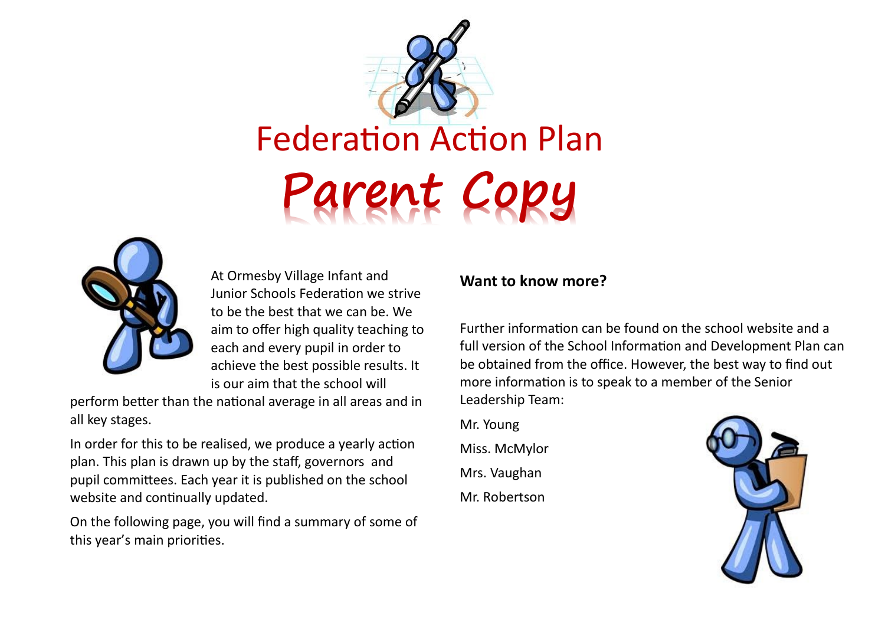# Federation Action Plan

# *Parent Copy*

At Ormesby Village Infant and Junior Schools Federation we strive to be the best that we can be. We aim to offer high quality teaching to each and every pupil in order to achieve the best possible results. It is our aim that the school will perform better than the national average in all areas and in all key stages.

In order for this to be realised, we produce a yearly action plan. This plan is drawn up by the staff, governors and pupil committees. Each year it is published on the school website and continually updated.

On the following page, you will find a summary of some of this year's main priorities.

**Want to know more?**

Further information can be found on the school website and a full version of the School Information and Development Plan can be obtained from the office. However, the best way to find out more information is to speak to a member of the Senior Leadership Team:

Mr. Young

Miss. McMylor

Mrs. Vaughan

Mr. Robertson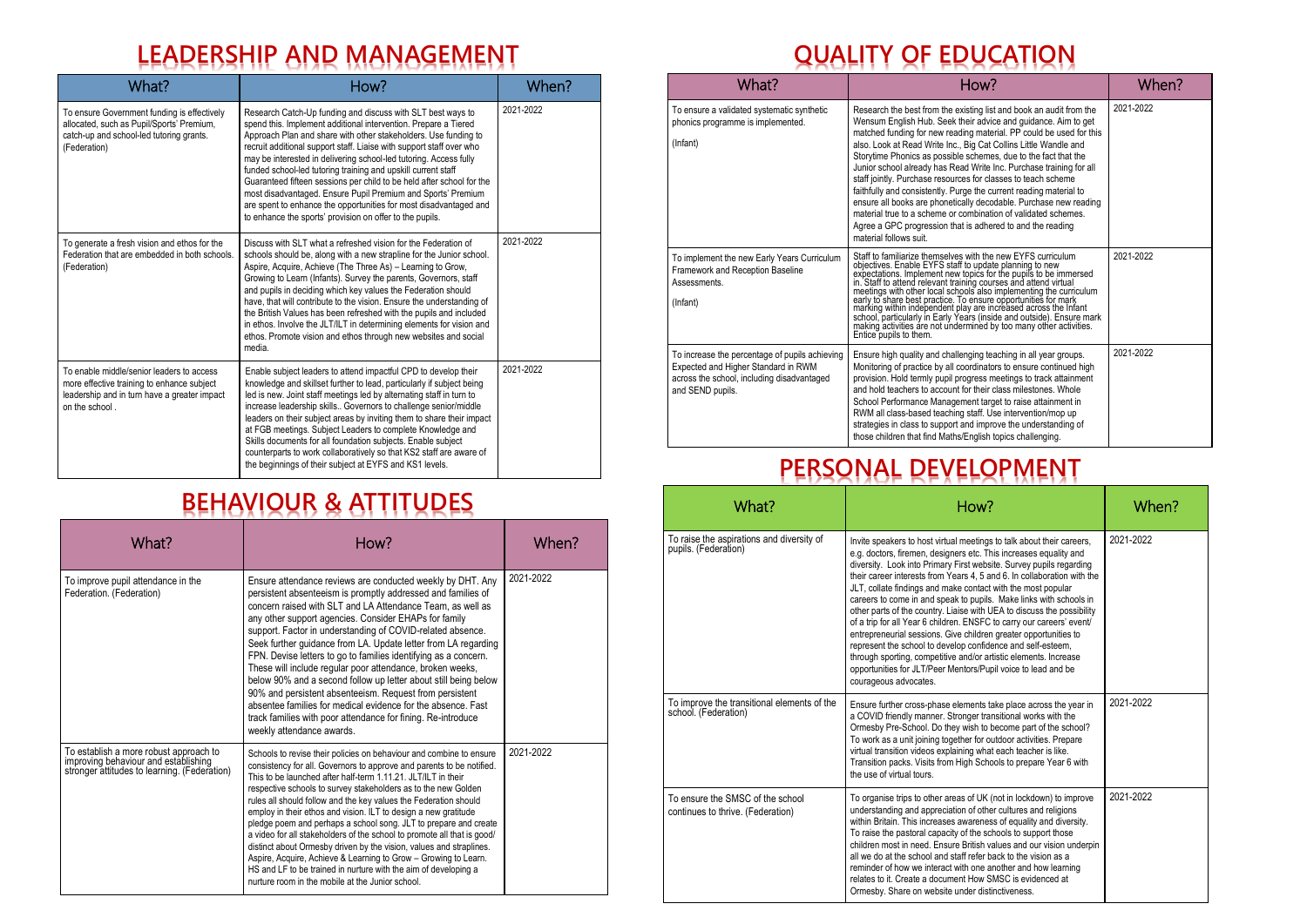# LEADERSHIP AND MANAGEMENT

| What? | How? | When? |
|---|---|---|
| To ensure Government funding is effectively allocated, such as Pupil/Sports' Premium, catch-up and school-led tutoring grants. (Federation) | Research Catch-Up funding and discuss with SLT best ways to spend this. Implement additional intervention. Prepare a Tiered Approach Plan and share with other stakeholders. Use funding to recruit additional support staff. Liaise with support staff over who may be interested in delivering school-led tutoring. Access fully funded school-led tutoring training and upskill current staff Guaranteed fifteen sessions per child to be held after school for the most disadvantaged. Ensure Pupil Premium and Sports' Premium are spent to enhance the opportunities for most disadvantaged and to enhance the sports' provision on offer to the pupils. | 2021-2022 |
| To generate a fresh vision and ethos for the Federation that are embedded in both schools. (Federation) | Discuss with SLT what a refreshed vision for the Federation of schools should be, along with a new strapline for the Junior school. Aspire, Acquire, Achieve (The Three As) – Learning to Grow, Growing to Learn (Infants). Survey the parents, Governors, staff and pupils in deciding which key values the Federation should have, that will contribute to the vision. Ensure the understanding of the British Values has been refreshed with the pupils and included in ethos. Involve the JLT/ILT in determining elements for vision and ethos. Promote vision and ethos through new websites and social media. | 2021-2022 |
| To enable middle/senior leaders to access more effective training to enhance subject leadership and in turn have a greater impact on the school . | Enable subject leaders to attend impactful CPD to develop their knowledge and skillset further to lead, particularly if subject being led is new. Joint staff meetings led by alternating staff in turn to increase leadership skills.. Governors to challenge senior/middle leaders on their subject areas by inviting them to share their impact at FGB meetings. Subject Leaders to complete Knowledge and Skills documents for all foundation subjects. Enable subject counterparts to work collaboratively so that KS2 staff are aware of the beginnings of their subject at EYFS and KS1 levels. | 2021-2022 |

# BEHAVIOUR & ATTITUDES

| What? | How? | When? |
|---|---|---|
| To improve pupil attendance in the Federation. (Federation) | Ensure attendance reviews are conducted weekly by DHT. Any persistent absenteeism is promptly addressed and families of concern raised with SLT and LA Attendance Team, as well as any other support agencies. Consider EHAPs for family support. Factor in understanding of COVID-related absence. Seek further guidance from LA. Update letter from LA regarding FPN. Devise letters to go to families identifying as a concern. These will include regular poor attendance, broken weeks, below 90% and a second follow up letter about still being below 90% and persistent absenteeism. Request from persistent absentee families for medical evidence for the absence. Fast track families with poor attendance for fining. Re-introduce weekly attendance awards. | 2021-2022 |
| To establish a more robust approach to improving behaviour and establishing stronger attitudes to learning. (Federation) | Schools to revise their policies on behaviour and combine to ensure consistency for all. Governors to approve and parents to be notified. This to be launched after half-term 1.11.21. JLT/ILT in their respective schools to survey stakeholders as to the new Golden rules all should follow and the key values the Federation should employ in their ethos and vision. ILT to design a new gratitude pledge poem and perhaps a school song. JLT to prepare and create a video for all stakeholders of the school to promote all that is good/ distinct about Ormesby driven by the vision, values and straplines. Aspire, Acquire, Achieve & Learning to Grow – Growing to Learn. HS and LF to be trained in nurture with the aim of developing a nurture room in the mobile at the Junior school. | 2021-2022 |

# QUALITY OF EDUCATION

| What? | How? | When? |
|---|---|---|
| To ensure a validated systematic synthetic phonics programme is implemented. (Infant) | Research the best from the existing list and book an audit from the Wensum English Hub. Seek their advice and guidance. Aim to get matched funding for new reading material. PP could be used for this also. Look at Read Write Inc., Big Cat Collins Little Wandle and Storytime Phonics as possible schemes, due to the fact that the Junior school already has Read Write Inc. Purchase training for all staff jointly. Purchase resources for classes to teach scheme faithfully and consistently. Purge the current reading material to ensure all books are phonetically decodable. Purchase new reading material true to a scheme or combination of validated schemes. Agree a GPC progression that is adhered to and the reading material follows suit. | 2021-2022 |
| To implement the new Early Years Curriculum Framework and Reception Baseline Assessments. (Infant) | Staff to familiarize themselves with the new EYFS curriculum objectives. Enable EYFS staff to update planning to new expectations. Implement new topics for the pupils to be immersed in. Staff to attend relevant training courses and attend virtual meetings with other local schools also implementing the curriculum early to share best practice. To ensure opportunities for mark marking within independent play are increased across the Infant school, particularly in Early Years (inside and outside). Ensure mark making activities are not undermined by too many other activities. Entice pupils to them. | 2021-2022 |
| To increase the percentage of pupils achieving Expected and Higher Standard in RWM across the school, including disadvantaged and SEND pupils. | Ensure high quality and challenging teaching in all year groups. Monitoring of practice by all coordinators to ensure continued high provision. Hold termly pupil progress meetings to track attainment and hold teachers to account for their class milestones. Whole School Performance Management target to raise attainment in RWM all class-based teaching staff. Use intervention/mop up strategies in class to support and improve the understanding of those children that find Maths/English topics challenging. | 2021-2022 |

# PERSONAL DEVELOPMENT

| What? | How? | When? |
|---|---|---|
| To raise the aspirations and diversity of pupils. (Federation) | Invite speakers to host virtual meetings to talk about their careers, e.g. doctors, firemen, designers etc. This increases equality and diversity. Look into Primary First website. Survey pupils regarding their career interests from Years 4, 5 and 6. In collaboration with the JLT, collate findings and make contact with the most popular careers to come in and speak to pupils. Make links with schools in other parts of the country. Liaise with UEA to discuss the possibility of a trip for all Year 6 children. ENSFC to carry our careers' event/ entrepreneurial sessions. Give children greater opportunities to represent the school to develop confidence and self-esteem, through sporting, competitive and/or artistic elements. Increase opportunities for JLT/Peer Mentors/Pupil voice to lead and be courageous advocates. | 2021-2022 |
| To improve the transitional elements of the school. (Federation) | Ensure further cross-phase elements take place across the year in a COVID friendly manner. Stronger transitional works with the Ormesby Pre-School. Do they wish to become part of the school? To work as a unit joining together for outdoor activities. Prepare virtual transition videos explaining what each teacher is like. Transition packs. Visits from High Schools to prepare Year 6 with the use of virtual tours. | 2021-2022 |
| To ensure the SMSC of the school continues to thrive. (Federation) | To organise trips to other areas of UK (not in lockdown) to improve understanding and appreciation of other cultures and religions within Britain. This increases awareness of equality and diversity. To raise the pastoral capacity of the schools to support those children most in need. Ensure British values and our vision underpin all we do at the school and staff refer back to the vision as a reminder of how we interact with one another and how learning relates to it. Create a document How SMSC is evidenced at Ormesby. Share on website under distinctiveness. | 2021-2022 |